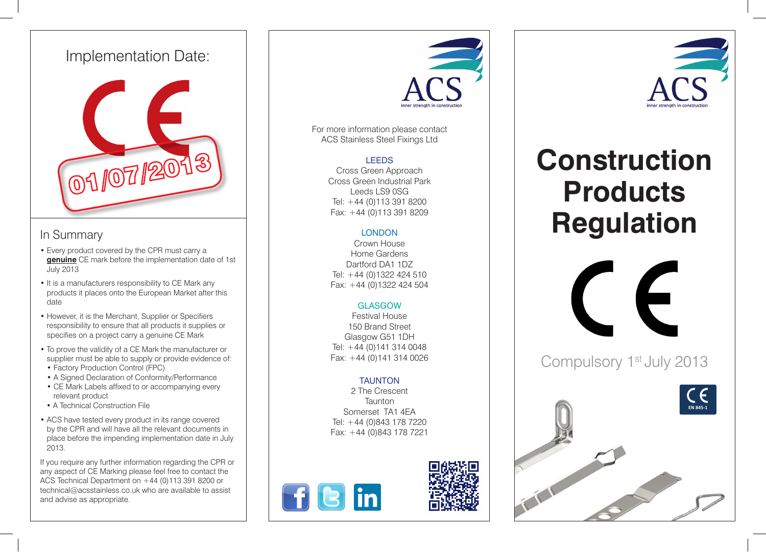# Implementation Date:

01/07/2013

## In Summary

- Every product covered by the CPR must carry a **genuine** CE mark before the implementation date of 1st July 2013
- It is a manufacturers responsibility to CE Mark any products it places onto the European Market after this date
- However, it is the Merchant, Supplier or Specifiers responsibility to ensure that all products it supplies or specifies on a project carry a genuine CE Mark
- To prove the validity of a CE Mark the manufacturer or supplier must be able to supply or provide evidence of:
  - Factory Production Control (FPC)
  - A Signed Declaration of Conformity/Performance
  - CE Mark Labels affixed to or accompanying every relevant product
  - A Technical Construction File
- ACS have tested every product in its range covered by the CPR and will have all the relevant documents in place before the impending implementation date in July 2013.

If you require any further information regarding the CPR or any aspect of CE Marking please feel free to contact the ACS Technical Department on +44 (0)113 391 8200 or technical@accstainless.co.uk who are available to assist and advise as appropriate.

ACS
inner strength in construction

For more information please contact
ACS Stainless Steel Fixings Ltd

**LEEDS**
Cross Green Approach
Cross Green Industrial Park
Leeds LS9 0SG
Tel: +44 (0)113 391 8200
Fax: +44 (0)113 391 8209

**LONDON**
Crown House
Home Gardens
Dartford DA1 1DZ
Tel: +44 (0)1322 424 510
Fax: +44 (0)1322 424 504

**GLASGOW**
Festival House
150 Brand Street
Glasgow G51 1DH
Tel: +44 (0)141 314 0048
Fax: +44 (0)141 314 0026

**TAUNTON**
2 The Crescent
Taunton
Somerset TA1 4EA
Tel: +44 (0)843 178 7220
Fax: +44 (0)843 178 7221

ACS
inner strength in construction

# Construction Products Regulation

CE

Compulsory 1st July 2013

CE
EN 845-1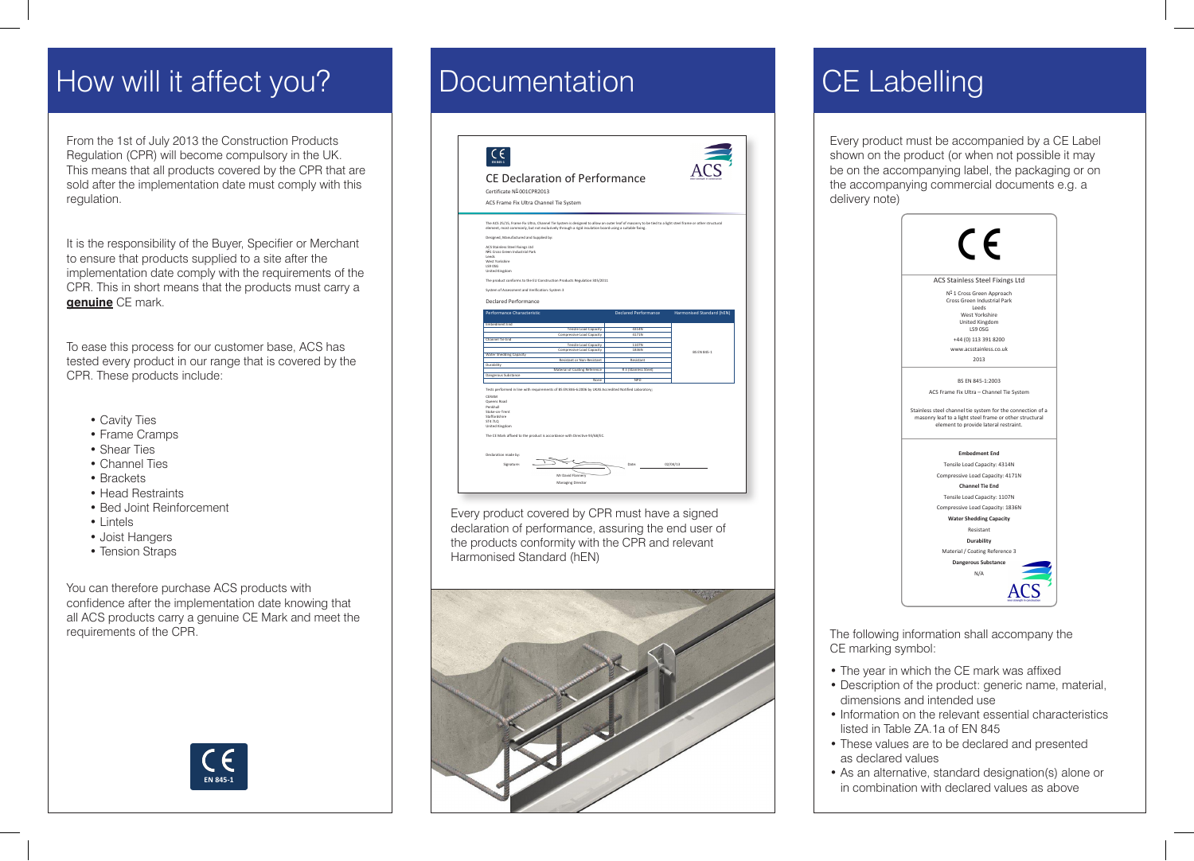# How will it affect you?

From the 1st of July 2013 the Construction Products Regulation (CPR) will become compulsory in the UK. This means that all products covered by the CPR that are sold after the implementation date must comply with this regulation.

It is the responsibility of the Buyer, Specifier or Merchant to ensure that products supplied to a site after the implementation date comply with the requirements of the CPR. This in short means that the products must carry a **genuine** CE mark.

To ease this process for our customer base, ACS has tested every product in our range that is covered by the CPR. These products include:

- Cavity Ties
- Frame Cramps
- Shear Ties
- Channel Ties
- Brackets
- Head Restraints
- Bed Joint Reinforcement
- Lintels
- Joist Hangers
- Tension Straps

You can therefore purchase ACS products with confidence after the implementation date knowing that all ACS products carry a genuine CE Mark and meet the requirements of the CPR.

CE
EN 845-1

# Documentation

CE
EN 845-1

ACS

## CE Declaration of Performance

Certificate Nº 001CPR2013

ACS Frame Fix Ultra Channel Tie System

The ACS 25/15, Frame Fix Ultra, Channel Tie System is designed to allow an outer leaf of masonry to be tied to a light steel frame or other structural element, most commonly, but not exclusively through a rigid insulation board using a suitable fixing.

Designed, Manufactured and Supplied by:

ACS Stainless Steel Fixings Ltd
Nº 1 Cross Green Industrial Park
Leeds
West Yorkshire
LS9 0SG
United Kingdom

The product conforms to the EU Construction Products Regulation 305/2011

System of Assessment and Verification: System 3

Declared Performance

| Performance Characteristic | | Declared Performance | Harmonised Standard (hEN) |
|---|---|---|---|
| Embedment End | | | |
| | Tensile Load Capacity | 4314N | |
| | Compressive Load Capacity | 4171N | |
| Channel Tie End | | | |
| | Tensile Load Capacity | 1107N | BS EN 845-1 |
| | Compressive Load Capacity | 1836N | |
| Water Shedding Capacity | | | |
| | Resistant or Non Resistant | Resistant | |
| Durability | | | |
| | Material of Coating Reference | R 3 (Stainless Steel) | |
| Dangerous Substance | | | |
| | None | NPD | |

Tests performed in line with requirements of BS EN 846-6:2006 by UKAS Accredited Notified Laboratory:

CERAM
Queens Road
Penkhull
Stoke-on-Trent
Staffordshire
ST4 7LQ
United Kingdom

The CE Mark affixed to the product is accordance with Directive 93/68/EC.

Declaration made by:

Signature: Date: 02/04/13

Mr David Flannery
Managing Director

Every product covered by CPR must have a signed declaration of performance, assuring the end user of the products conformity with the CPR and relevant Harmonised Standard (hEN)

# CE Labelling

Every product must be accompanied by a CE Label shown on the product (or when not possible it may be on the accompanying label, the packaging or on the accompanying commercial documents e.g. a delivery note)

CE

ACS Stainless Steel Fixings Ltd

Nº 1 Cross Green Approach
Cross Green Industrial Park
Leeds
West Yorkshire
United Kingdom
LS9 0SG

+44 (0) 113 391 8200

www.acsstainless.co.uk

2013

BS EN 845-1:2003

ACS Frame Fix Ultra – Channel Tie System

Stainless steel channel tie system for the connection of a masonry leaf to a light steel frame or other structural element to provide lateral restraint.

**Embedment End**

Tensile Load Capacity: 4314N

Compressive Load Capacity: 4171N

**Channel Tie End**

Tensile Load Capacity: 1107N

Compressive Load Capacity: 1836N

**Water Shedding Capacity**

Resistant

**Durability**

Material / Coating Reference 3

**Dangerous Substance**

N/A

ACS

The following information shall accompany the CE marking symbol:

- The year in which the CE mark was affixed
- Description of the product: generic name, material, dimensions and intended use
- Information on the relevant essential characteristics listed in Table ZA.1a of EN 845
- These values are to be declared and presented as declared values
- As an alternative, standard designation(s) alone or in combination with declared values as above